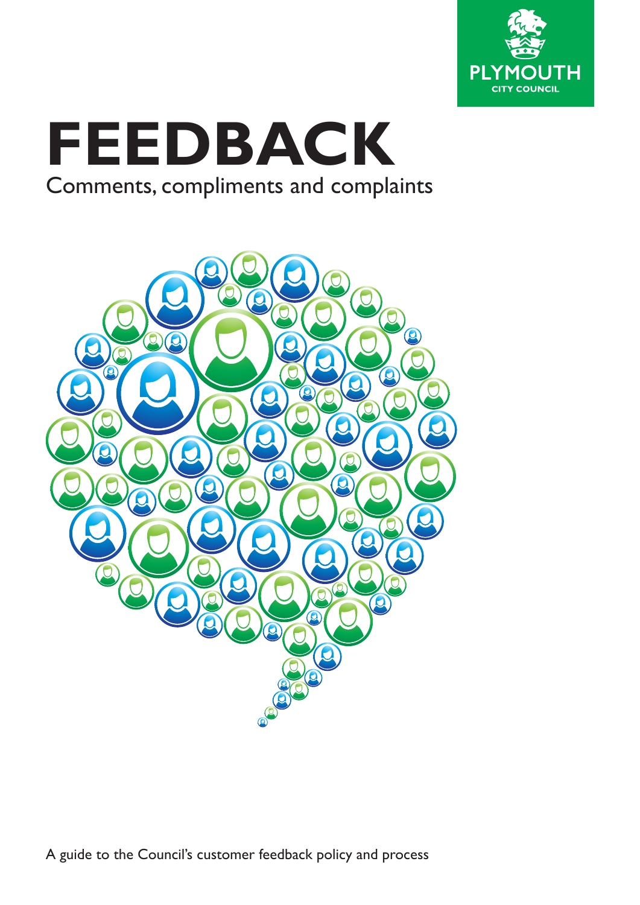PLYMOUTH CITY COUNCIL

# FEEDBACK

## Comments, compliments and complaints

A guide to the Council's customer feedback policy and process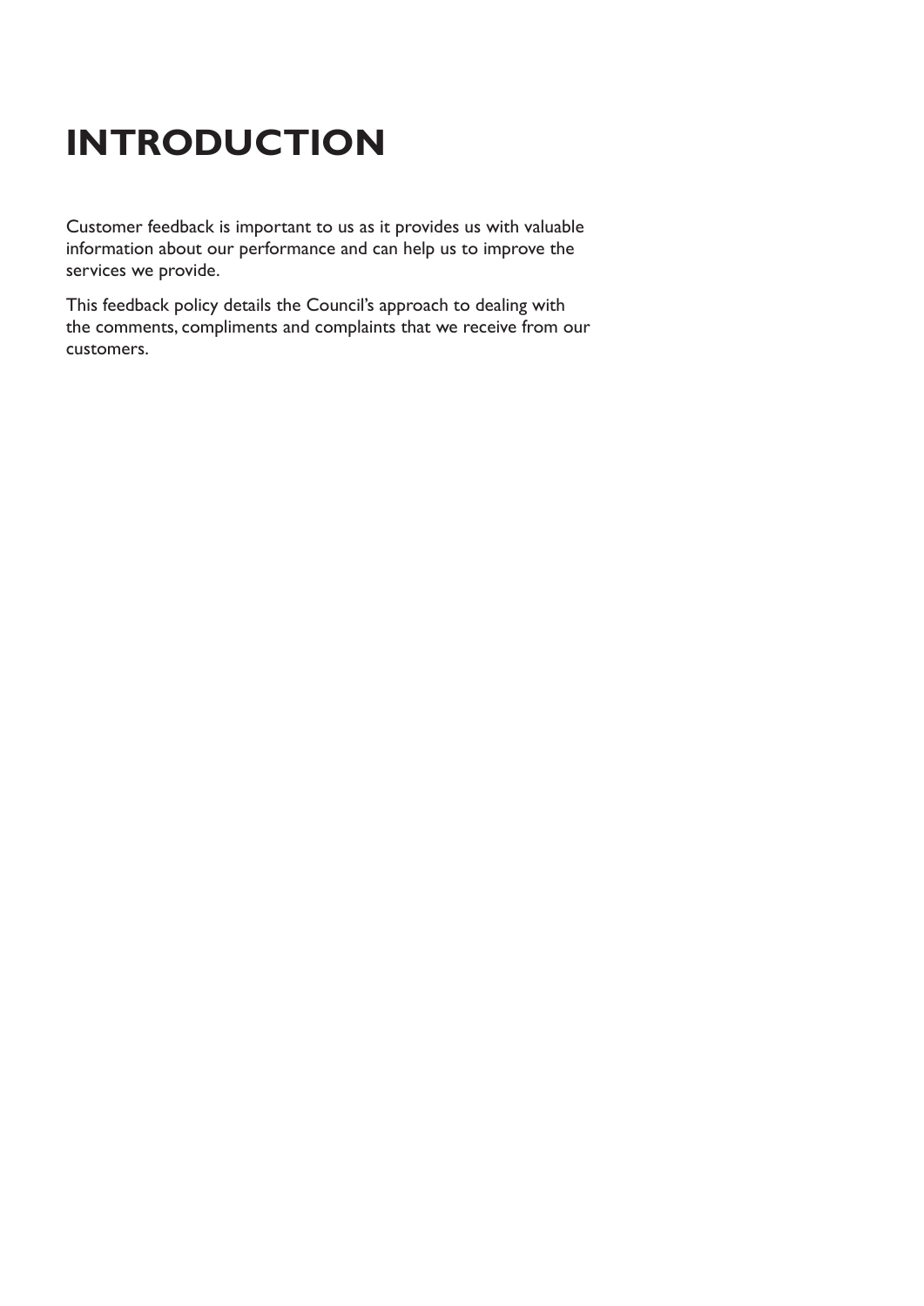# INTRODUCTION

Customer feedback is important to us as it provides us with valuable information about our performance and can help us to improve the services we provide.

This feedback policy details the Council's approach to dealing with the comments, compliments and complaints that we receive from our customers.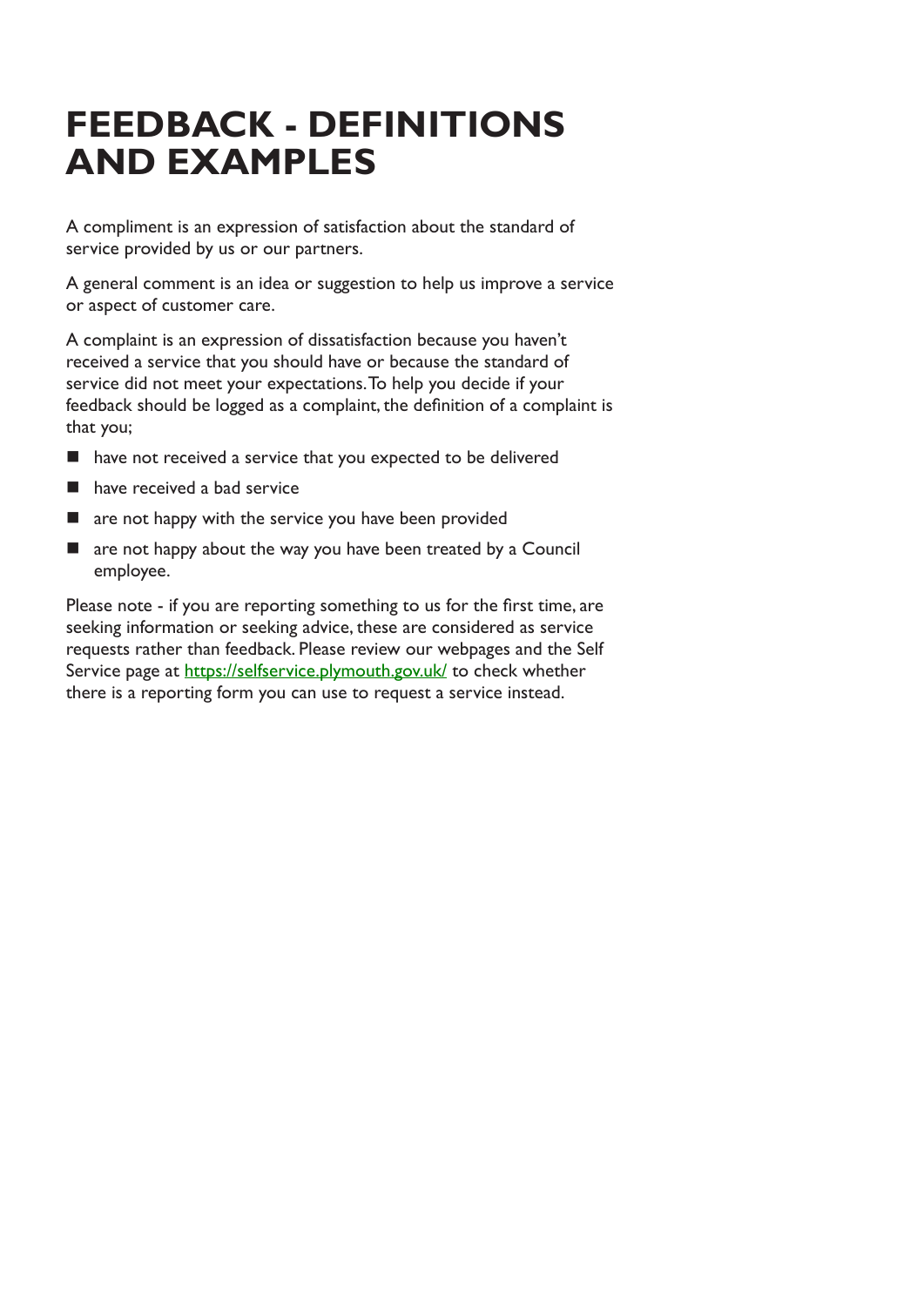# FEEDBACK - DEFINITIONS AND EXAMPLES

A compliment is an expression of satisfaction about the standard of service provided by us or our partners.

A general comment is an idea or suggestion to help us improve a service or aspect of customer care.

A complaint is an expression of dissatisfaction because you haven't received a service that you should have or because the standard of service did not meet your expectations. To help you decide if your feedback should be logged as a complaint, the definition of a complaint is that you;

- have not received a service that you expected to be delivered
- have received a bad service
- are not happy with the service you have been provided
- are not happy about the way you have been treated by a Council employee.

Please note - if you are reporting something to us for the first time, are seeking information or seeking advice, these are considered as service requests rather than feedback. Please review our webpages and the Self Service page at https://selfservice.plymouth.gov.uk/ to check whether there is a reporting form you can use to request a service instead.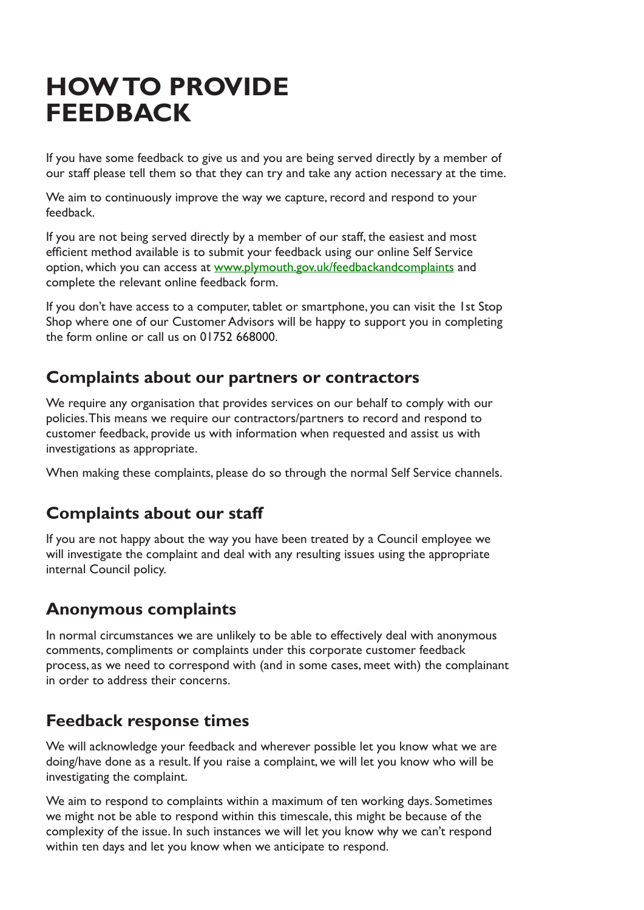# HOW TO PROVIDE FEEDBACK

If you have some feedback to give us and you are being served directly by a member of our staff please tell them so that they can try and take any action necessary at the time.

We aim to continuously improve the way we capture, record and respond to your feedback.

If you are not being served directly by a member of our staff, the easiest and most efficient method available is to submit your feedback using our online Self Service option, which you can access at [www.plymouth.gov.uk/feedbackandcomplaints](http://www.plymouth.gov.uk/feedbackandcomplaints) and complete the relevant online feedback form.

If you don't have access to a computer, tablet or smartphone, you can visit the 1st Stop Shop where one of our Customer Advisors will be happy to support you in completing the form online or call us on 01752 668000.

## Complaints about our partners or contractors

We require any organisation that provides services on our behalf to comply with our policies. This means we require our contractors/partners to record and respond to customer feedback, provide us with information when requested and assist us with investigations as appropriate.

When making these complaints, please do so through the normal Self Service channels.

## Complaints about our staff

If you are not happy about the way you have been treated by a Council employee we will investigate the complaint and deal with any resulting issues using the appropriate internal Council policy.

## Anonymous complaints

In normal circumstances we are unlikely to be able to effectively deal with anonymous comments, compliments or complaints under this corporate customer feedback process, as we need to correspond with (and in some cases, meet with) the complainant in order to address their concerns.

## Feedback response times

We will acknowledge your feedback and wherever possible let you know what we are doing/have done as a result. If you raise a complaint, we will let you know who will be investigating the complaint.

We aim to respond to complaints within a maximum of ten working days. Sometimes we might not be able to respond within this timescale, this might be because of the complexity of the issue. In such instances we will let you know why we can't respond within ten days and let you know when we anticipate to respond.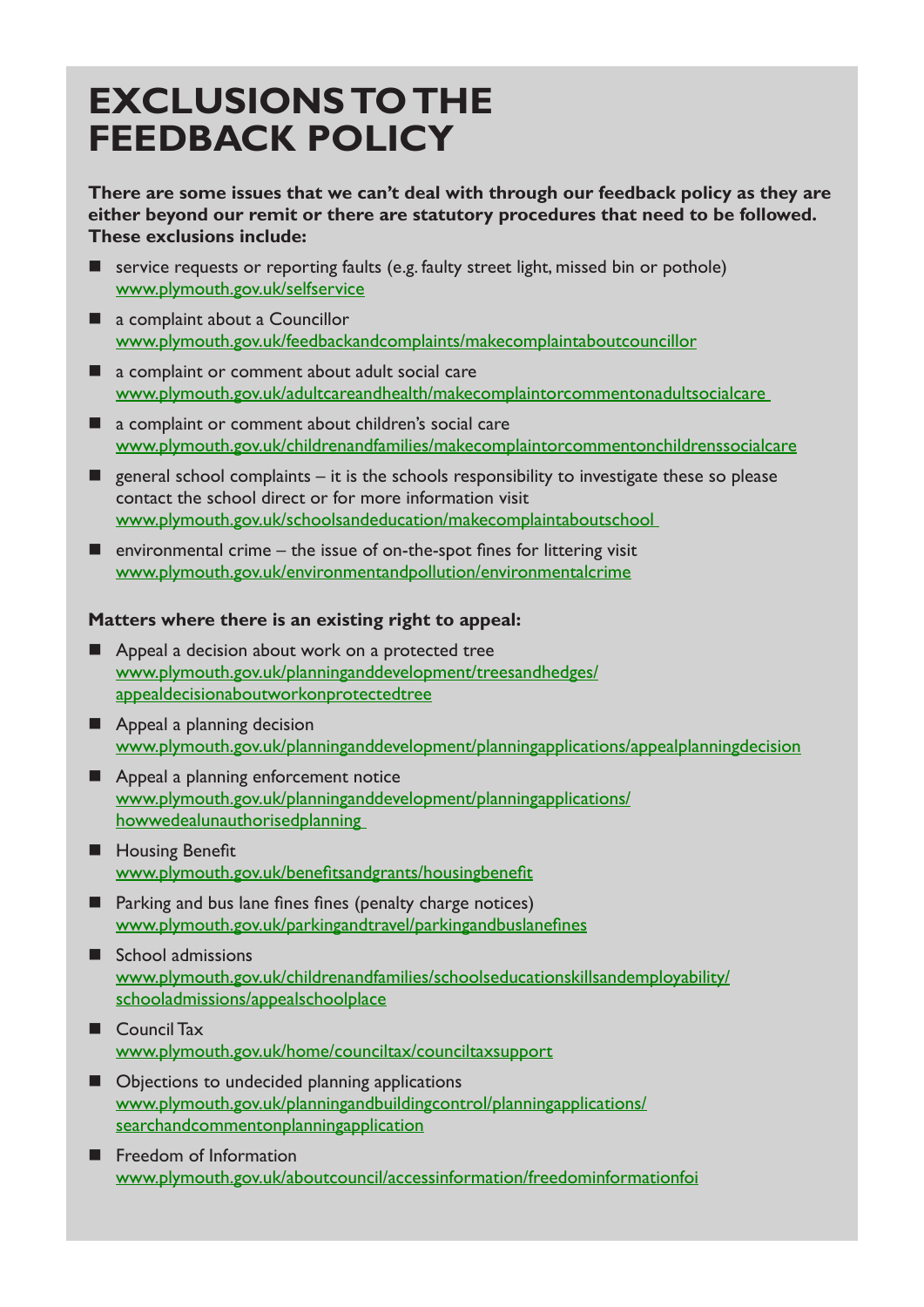# EXCLUSIONS TO THE FEEDBACK POLICY

**There are some issues that we can't deal with through our feedback policy as they are either beyond our remit or there are statutory procedures that need to be followed. These exclusions include:**

- service requests or reporting faults (e.g. faulty street light, missed bin or pothole) www.plymouth.gov.uk/selfservice
- a complaint about a Councillor www.plymouth.gov.uk/feedbackandcomplaints/makecomplaintaboutcouncillor
- a complaint or comment about adult social care www.plymouth.gov.uk/adultcareandhealth/makecomplaintorcommentonadultsocialcare
- a complaint or comment about children's social care www.plymouth.gov.uk/childrenandfamilies/makecomplaintorcommentonchildrenssocialcare
- general school complaints – it is the schools responsibility to investigate these so please contact the school direct or for more information visit www.plymouth.gov.uk/schoolsandeducation/makecomplaintaboutschool
- environmental crime – the issue of on-the-spot fines for littering visit www.plymouth.gov.uk/environmentandpollution/environmentalcrime

**Matters where there is an existing right to appeal:**

- Appeal a decision about work on a protected tree www.plymouth.gov.uk/planninganddevelopment/treesandhedges/appealdecisionaboutworkonprotectedtree
- Appeal a planning decision www.plymouth.gov.uk/planninganddevelopment/planningapplications/appealplanningdecision
- Appeal a planning enforcement notice www.plymouth.gov.uk/planninganddevelopment/planningapplications/howwedealunauthorisedplanning
- Housing Benefit www.plymouth.gov.uk/benefitsandgrants/housingbenefit
- Parking and bus lane fines fines (penalty charge notices) www.plymouth.gov.uk/parkingandtravel/parkingandbuslanefines
- School admissions www.plymouth.gov.uk/childrenandfamilies/schoolseducationskillsandemployability/schooladmissions/appealschoolplace
- Council Tax www.plymouth.gov.uk/home/counciltax/counciltaxsupport
- Objections to undecided planning applications www.plymouth.gov.uk/planningandbuildingcontrol/planningapplications/searchandcommentonplanningapplication
- Freedom of Information www.plymouth.gov.uk/aboutcouncil/accessinformation/freedominformationfoi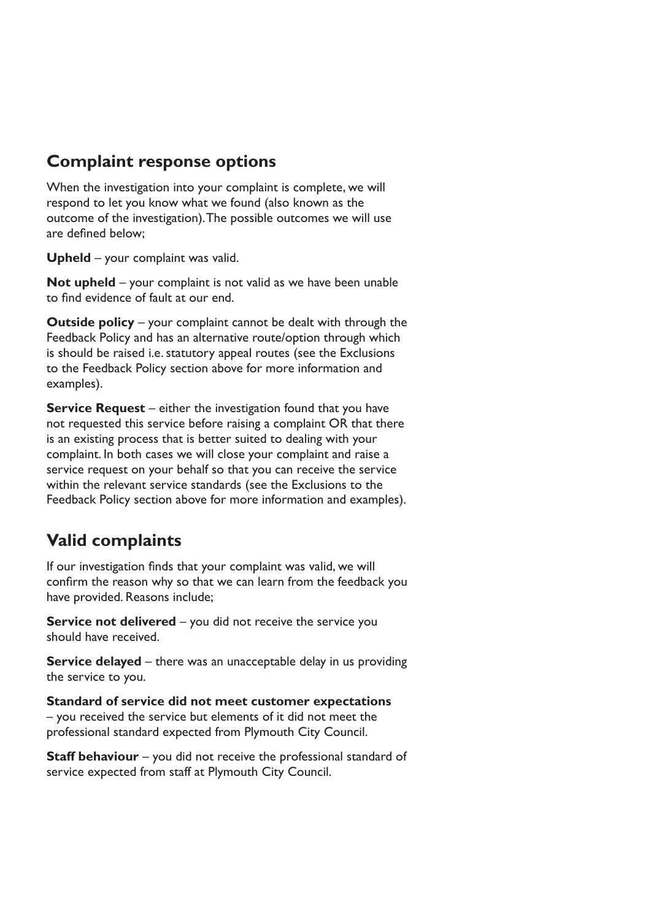## Complaint response options

When the investigation into your complaint is complete, we will respond to let you know what we found (also known as the outcome of the investigation). The possible outcomes we will use are defined below;

**Upheld** – your complaint was valid.

**Not upheld** – your complaint is not valid as we have been unable to find evidence of fault at our end.

**Outside policy** – your complaint cannot be dealt with through the Feedback Policy and has an alternative route/option through which is should be raised i.e. statutory appeal routes (see the Exclusions to the Feedback Policy section above for more information and examples).

**Service Request** – either the investigation found that you have not requested this service before raising a complaint OR that there is an existing process that is better suited to dealing with your complaint. In both cases we will close your complaint and raise a service request on your behalf so that you can receive the service within the relevant service standards (see the Exclusions to the Feedback Policy section above for more information and examples).

## Valid complaints

If our investigation finds that your complaint was valid, we will confirm the reason why so that we can learn from the feedback you have provided. Reasons include;

**Service not delivered** – you did not receive the service you should have received.

**Service delayed** – there was an unacceptable delay in us providing the service to you.

**Standard of service did not meet customer expectations** – you received the service but elements of it did not meet the professional standard expected from Plymouth City Council.

**Staff behaviour** – you did not receive the professional standard of service expected from staff at Plymouth City Council.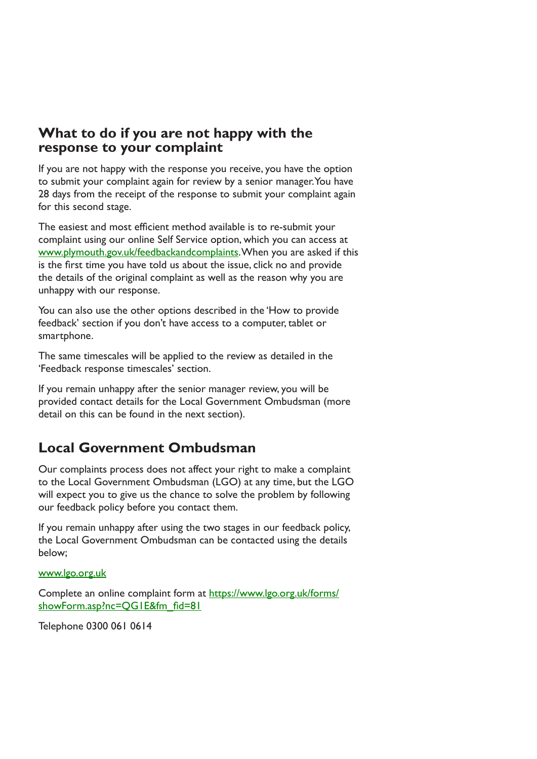## What to do if you are not happy with the response to your complaint

If you are not happy with the response you receive, you have the option to submit your complaint again for review by a senior manager. You have 28 days from the receipt of the response to submit your complaint again for this second stage.

The easiest and most efficient method available is to re-submit your complaint using our online Self Service option, which you can access at [www.plymouth.gov.uk/feedbackandcomplaints](www.plymouth.gov.uk/feedbackandcomplaints). When you are asked if this is the first time you have told us about the issue, click no and provide the details of the original complaint as well as the reason why you are unhappy with our response.

You can also use the other options described in the 'How to provide feedback' section if you don't have access to a computer, tablet or smartphone.

The same timescales will be applied to the review as detailed in the 'Feedback response timescales' section.

If you remain unhappy after the senior manager review, you will be provided contact details for the Local Government Ombudsman (more detail on this can be found in the next section).

## Local Government Ombudsman

Our complaints process does not affect your right to make a complaint to the Local Government Ombudsman (LGO) at any time, but the LGO will expect you to give us the chance to solve the problem by following our feedback policy before you contact them.

If you remain unhappy after using the two stages in our feedback policy, the Local Government Ombudsman can be contacted using the details below;

[www.lgo.org.uk](www.lgo.org.uk)

Complete an online complaint form at [https://www.lgo.org.uk/forms/showForm.asp?nc=QG1E&fm_fid=81](https://www.lgo.org.uk/forms/showForm.asp?nc=QG1E&fm_fid=81)

Telephone 0300 061 0614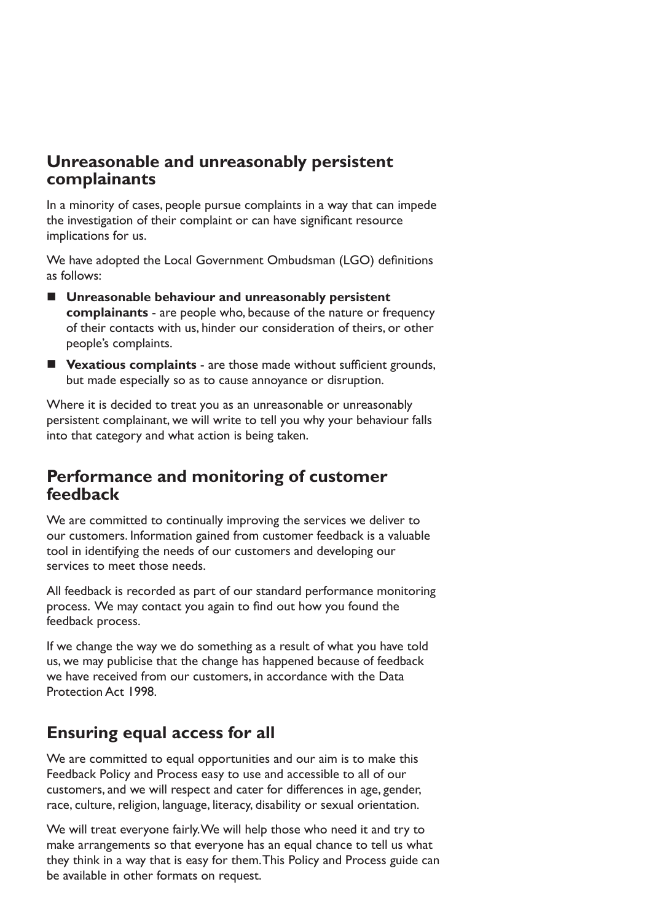## Unreasonable and unreasonably persistent complainants

In a minority of cases, people pursue complaints in a way that can impede the investigation of their complaint or can have significant resource implications for us.

We have adopted the Local Government Ombudsman (LGO) definitions as follows:

- **Unreasonable behaviour and unreasonably persistent complainants** - are people who, because of the nature or frequency of their contacts with us, hinder our consideration of theirs, or other people's complaints.
- **Vexatious complaints** - are those made without sufficient grounds, but made especially so as to cause annoyance or disruption.

Where it is decided to treat you as an unreasonable or unreasonably persistent complainant, we will write to tell you why your behaviour falls into that category and what action is being taken.

## Performance and monitoring of customer feedback

We are committed to continually improving the services we deliver to our customers. Information gained from customer feedback is a valuable tool in identifying the needs of our customers and developing our services to meet those needs.

All feedback is recorded as part of our standard performance monitoring process. We may contact you again to find out how you found the feedback process.

If we change the way we do something as a result of what you have told us, we may publicise that the change has happened because of feedback we have received from our customers, in accordance with the Data Protection Act 1998.

## Ensuring equal access for all

We are committed to equal opportunities and our aim is to make this Feedback Policy and Process easy to use and accessible to all of our customers, and we will respect and cater for differences in age, gender, race, culture, religion, language, literacy, disability or sexual orientation.

We will treat everyone fairly. We will help those who need it and try to make arrangements so that everyone has an equal chance to tell us what they think in a way that is easy for them. This Policy and Process guide can be available in other formats on request.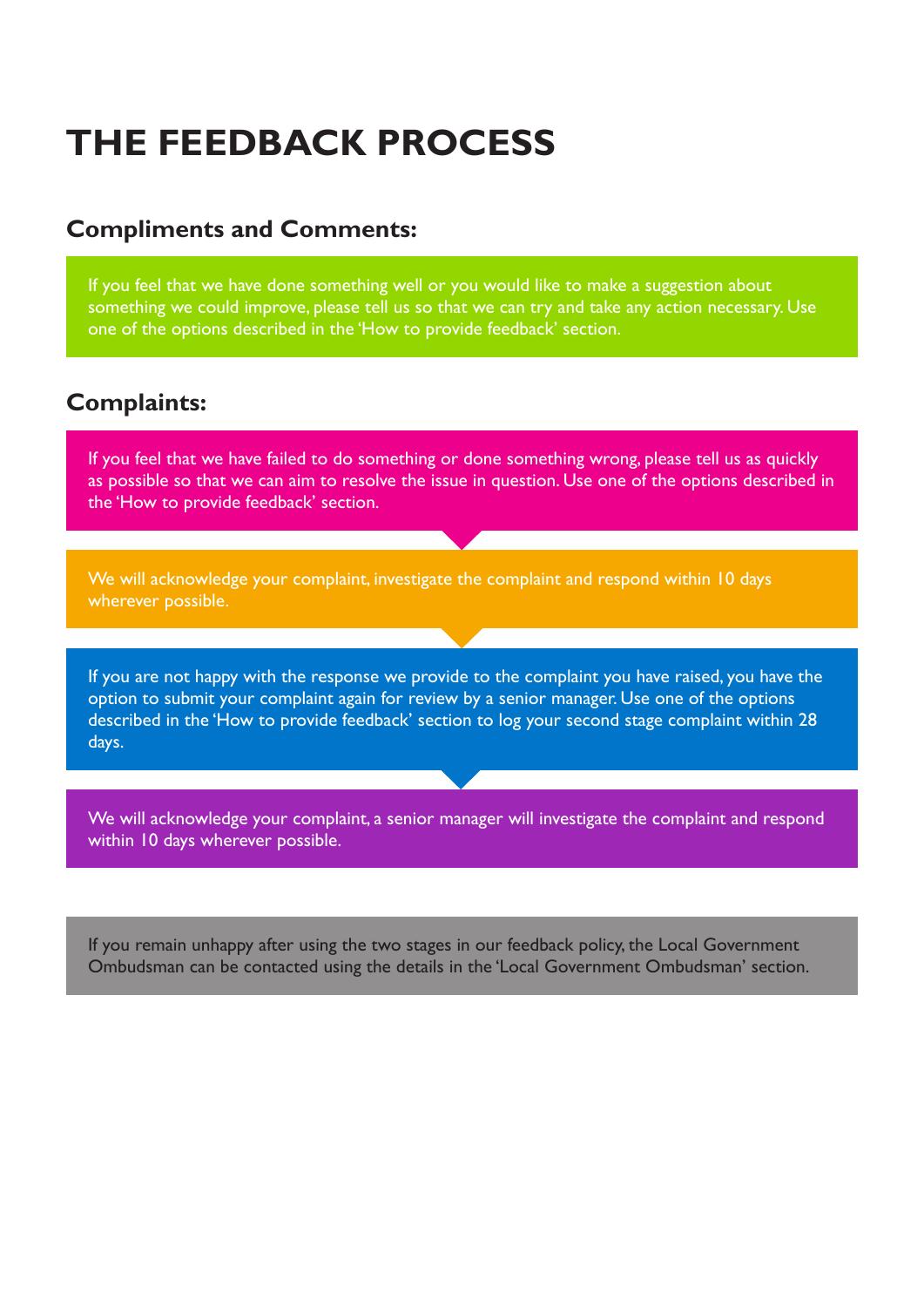# THE FEEDBACK PROCESS

## Compliments and Comments:

If you feel that we have done something well or you would like to make a suggestion about something we could improve, please tell us so that we can try and take any action necessary. Use one of the options described in the 'How to provide feedback' section.

## Complaints:

If you feel that we have failed to do something or done something wrong, please tell us as quickly as possible so that we can aim to resolve the issue in question. Use one of the options described in the 'How to provide feedback' section.

We will acknowledge your complaint, investigate the complaint and respond within 10 days wherever possible.

If you are not happy with the response we provide to the complaint you have raised, you have the option to submit your complaint again for review by a senior manager. Use one of the options described in the 'How to provide feedback' section to log your second stage complaint within 28 days.

We will acknowledge your complaint, a senior manager will investigate the complaint and respond within 10 days wherever possible.

If you remain unhappy after using the two stages in our feedback policy, the Local Government Ombudsman can be contacted using the details in the 'Local Government Ombudsman' section.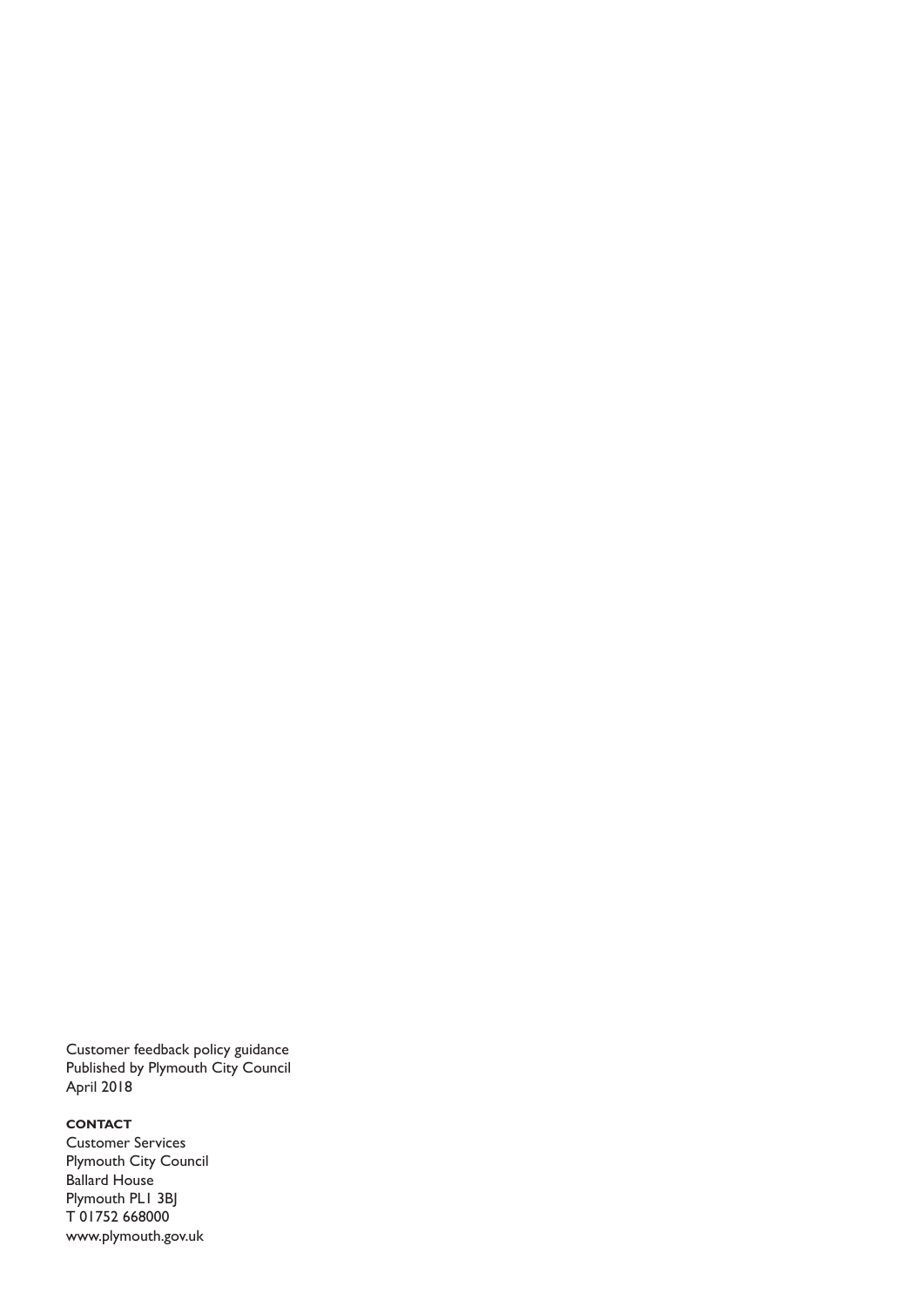Customer feedback policy guidance
Published by Plymouth City Council
April 2018

**CONTACT**
Customer Services
Plymouth City Council
Ballard House
Plymouth PL1 3BJ
T 01752 668000
www.plymouth.gov.uk